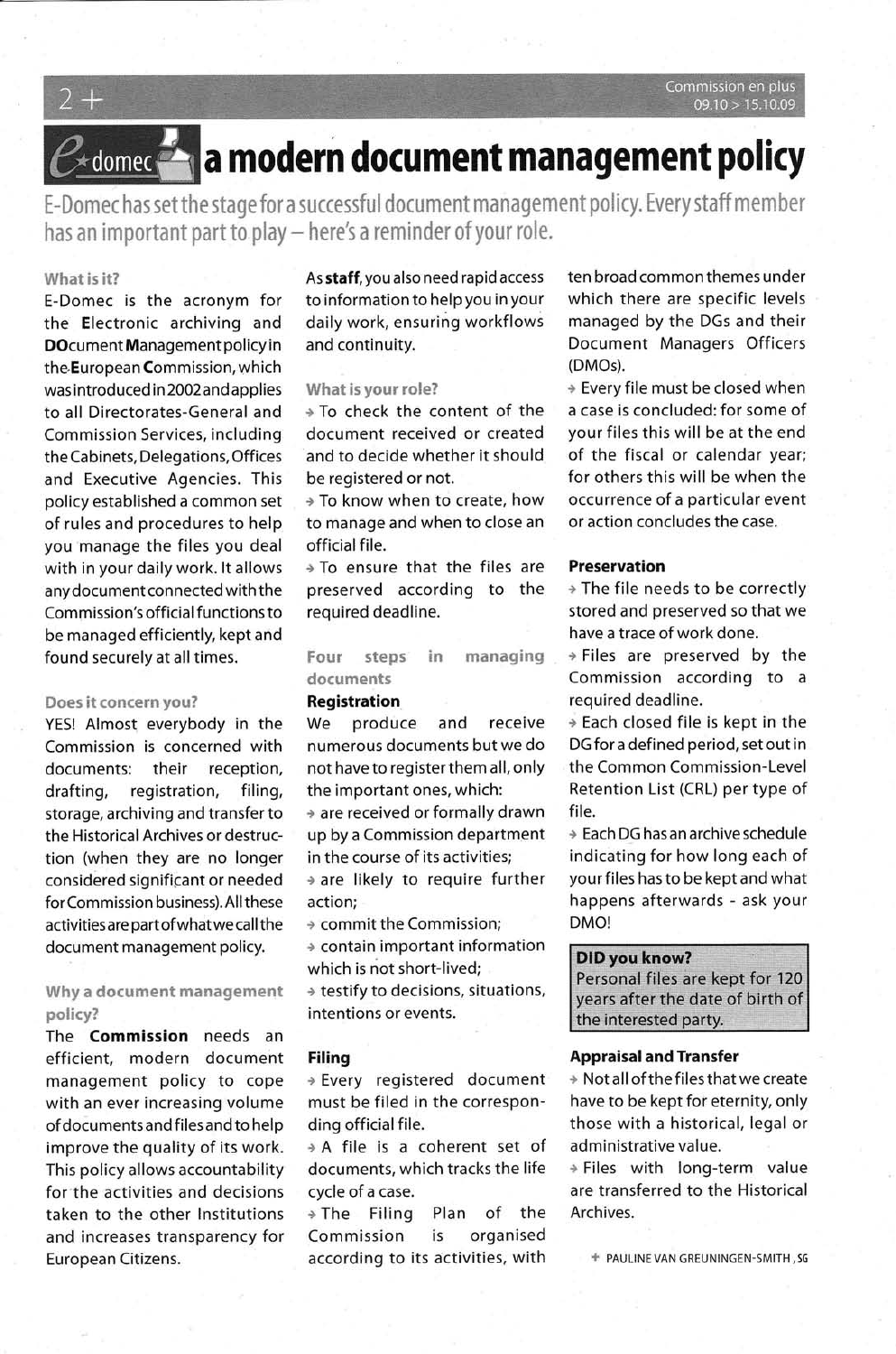# e-domec a modern document management policy

E-Domec has set the stage for a successful document management policy. Every staff member has an important part to play – here's a reminder of your role.

### What is it?

E-Domec is the acronym for the **E**lectronic archiving and **DO**cument **M**anagement policy in the **E**uropean **C**ommission, which was introduced in 2002 and applies to all Directorates-General and Commission Services, including the Cabinets, Delegations, Offices and Executive Agencies. This policy established a common set of rules and procedures to help you manage the files you deal with in your daily work. It allows any document connected with the Commission's official functions to be managed efficiently, kept and found securely at all times.

### Does it concern you?

YES! Almost everybody in the Commission is concerned with documents: their reception, drafting, registration, filing, storage, archiving and transfer to the Historical Archives or destruction (when they are no longer considered significant or needed for Commission business). All these activities are part of what we call the document management policy.

### Why a document management policy?

The **Commission** needs an efficient, modern document management policy to cope with an ever increasing volume of documents and files and to help improve the quality of its work. This policy allows accountability for the activities and decisions taken to the other Institutions and increases transparency for European Citizens.

As **staff**, you also need rapid access to information to help you in your daily work, ensuring workflows and continuity.

### What is your role?

- To check the content of the document received or created and to decide whether it should be registered or not.
- To know when to create, how to manage and when to close an official file.
- To ensure that the files are preserved according to the required deadline.

### Four steps in managing documents

#### Registration

We produce and receive numerous documents but we do not have to register them all, only the important ones, which:

- are received or formally drawn up by a Commission department in the course of its activities;
- are likely to require further action;
- commit the Commission;
- contain important information which is not short-lived;
- testify to decisions, situations, intentions or events.

#### Filing

- Every registered document must be filed in the corresponding official file.
- A file is a coherent set of documents, which tracks the life cycle of a case.
- The Filing Plan of the Commission is organised according to its activities, with ten broad common themes under which there are specific levels managed by the DGs and their Document Managers Officers (DMOs).
- Every file must be closed when a case is concluded: for some of your files this will be at the end of the fiscal or calendar year; for others this will be when the occurrence of a particular event or action concludes the case.

#### Preservation

- The file needs to be correctly stored and preserved so that we have a trace of work done.
- Files are preserved by the Commission according to a required deadline.
- Each closed file is kept in the DG for a defined period, set out in the Common Commission-Level Retention List (CRL) per type of file.
- Each DG has an archive schedule indicating for how long each of your files has to be kept and what happens afterwards - ask your DMO!

**DID you know?**
Personal files are kept for 120 years after the date of birth of the interested party.

#### Appraisal and Transfer

- Not all of the files that we create have to be kept for eternity, only those with a historical, legal or administrative value.
- Files with long-term value are transferred to the Historical Archives.

PAULINE VAN GREUNINGEN-SMITH, SG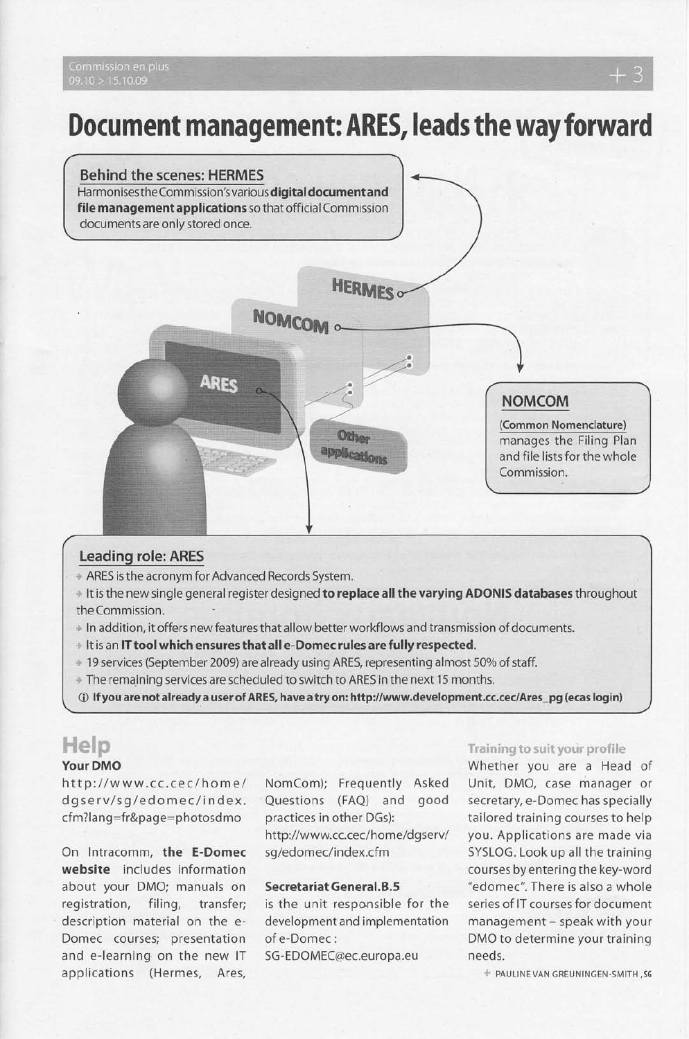# Document management: ARES, leads the way forward

**Behind the scenes: HERMES**

Harmonises the Commission's various **digital document and file management applications** so that official Commission documents are only stored once.

HERMES

NOMCOM

ARES

Other applications

**NOMCOM**

(Common Nomenclature) manages the Filing Plan and file lists for the whole Commission.

**Leading role: ARES**

- ARES is the acronym for Advanced Records System.
- It is the new single general register designed **to replace all the varying ADONIS databases** throughout the Commission.
- In addition, it offers new features that allow better workflows and transmission of documents.
- It is an **IT tool which ensures that all e-Domec rules are fully respected**.
- 19 services (September 2009) are already using ARES, representing almost 50% of staff.
- The remaining services are scheduled to switch to ARES in the next 15 months.

ⓘ **If you are not already a user of ARES, have a try on: http://www.development.cc.cec/Ares_pg (ecas login)**

## Help

**Your DMO**

http://www.cc.cec/home/dgserv/sg/edomec/index.cfm?lang=fr&page=photosdmo

On Intracomm, **the E-Domec website** includes information about your DMO; manuals on registration, filing, transfer; description material on the e-Domec courses; presentation and e-learning on the new IT applications (Hermes, Ares, NomCom); Frequently Asked Questions (FAQ) and good practices in other DGs): http://www.cc.cec/home/dgserv/sg/edomec/index.cfm

**Secretariat General.B.5**

is the unit responsible for the development and implementation of e-Domec: SG-EDOMEC@ec.europa.eu

**Training to suit your profile**

Whether you are a Head of Unit, DMO, case manager or secretary, e-Domec has specially tailored training courses to help you. Applications are made via SYSLOG. Look up all the training courses by entering the key-word "edomec". There is also a whole series of IT courses for document management – speak with your DMO to determine your training needs.

PAULINE VAN GREUNINGEN-SMITH, SG